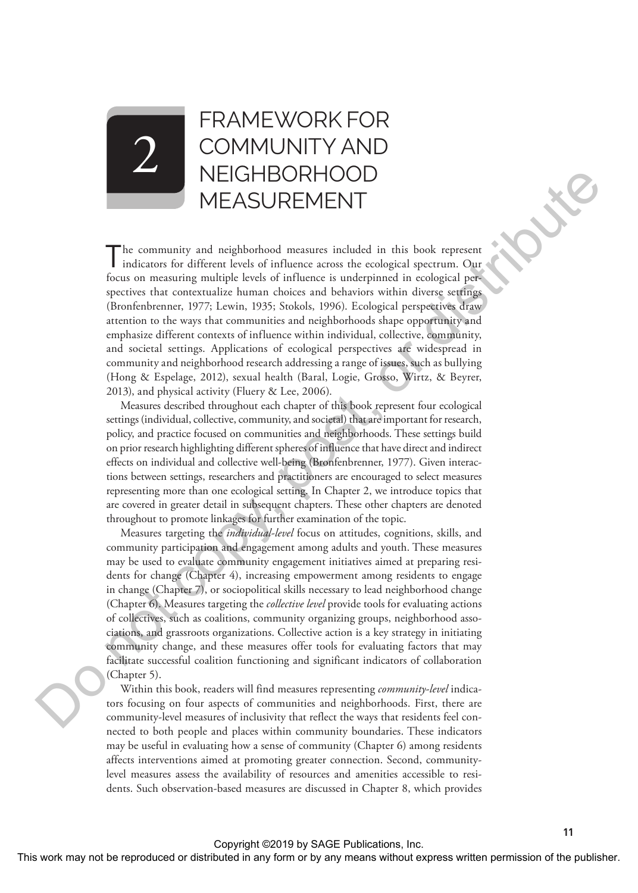# 2 FRAMEWORK FOR COMMUNITY AND NEIGHBORHOOD MEASUREMENT

The community and neighborhood measures included in this book represent indicators for different levels of influence across the ecological spectrum. Our focus on measuring multiple levels of influence is underpinned in ecological perspectives that contextualize human choices and behaviors within diverse settings (Bronfenbrenner, 1977; Lewin, 1935; Stokols, 1996). Ecological perspectives draw attention to the ways that communities and neighborhoods shape opportunity and emphasize different contexts of influence within individual, collective, community, and societal settings. Applications of ecological perspectives are widespread in community and neighborhood research addressing a range of issues, such as bullying (Hong & Espelage, 2012), sexual health (Baral, Logie, Grosso, Wirtz, & Beyrer, 2013), and physical activity (Fluery & Lee, 2006).

Measures described throughout each chapter of this book represent four ecological settings (individual, collective, community, and societal) that are important for research, policy, and practice focused on communities and neighborhoods. These settings build on prior research highlighting different spheres of influence that have direct and indirect effects on individual and collective well-being (Bronfenbrenner, 1977). Given interactions between settings, researchers and practitioners are encouraged to select measures representing more than one ecological setting. In Chapter 2, we introduce topics that are covered in greater detail in subsequent chapters. These other chapters are denoted throughout to promote linkages for further examination of the topic.

Measures targeting the *individual-level* focus on attitudes, cognitions, skills, and community participation and engagement among adults and youth. These measures may be used to evaluate community engagement initiatives aimed at preparing residents for change (Chapter 4), increasing empowerment among residents to engage in change (Chapter 7), or sociopolitical skills necessary to lead neighborhood change (Chapter 6). Measures targeting the *collective level* provide tools for evaluating actions of collectives, such as coalitions, community organizing groups, neighborhood associations, and grassroots organizations. Collective action is a key strategy in initiating community change, and these measures offer tools for evaluating factors that may facilitate successful coalition functioning and significant indicators of collaboration (Chapter 5).

Within this book, readers will find measures representing *community-level* indicators focusing on four aspects of communities and neighborhoods. First, there are community-level measures of inclusivity that reflect the ways that residents feel connected to both people and places within community boundaries. These indicators may be useful in evaluating how a sense of community (Chapter 6) among residents affects interventions aimed at promoting greater connection. Second, community-level measures assess the availability of resources and amenities accessible to residents. Such observation-based measures are discussed in Chapter 8, which provides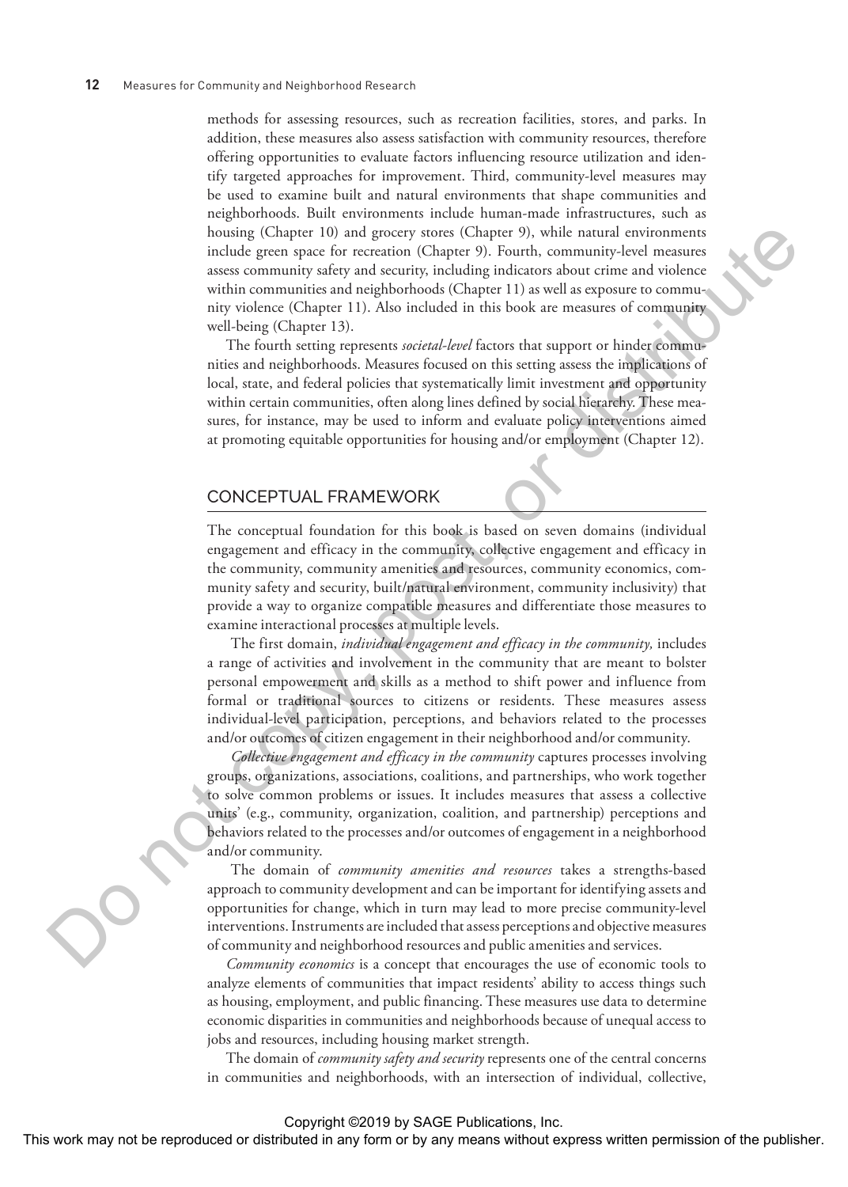methods for assessing resources, such as recreation facilities, stores, and parks. In addition, these measures also assess satisfaction with community resources, therefore offering opportunities to evaluate factors influencing resource utilization and identify targeted approaches for improvement. Third, community-level measures may be used to examine built and natural environments that shape communities and neighborhoods. Built environments include human-made infrastructures, such as housing (Chapter 10) and grocery stores (Chapter 9), while natural environments include green space for recreation (Chapter 9). Fourth, community-level measures assess community safety and security, including indicators about crime and violence within communities and neighborhoods (Chapter 11) as well as exposure to community violence (Chapter 11). Also included in this book are measures of community well-being (Chapter 13).

The fourth setting represents *societal-level* factors that support or hinder communities and neighborhoods. Measures focused on this setting assess the implications of local, state, and federal policies that systematically limit investment and opportunity within certain communities, often along lines defined by social hierarchy. These measures, for instance, may be used to inform and evaluate policy interventions aimed at promoting equitable opportunities for housing and/or employment (Chapter 12).

## CONCEPTUAL FRAMEWORK

The conceptual foundation for this book is based on seven domains (individual engagement and efficacy in the community, collective engagement and efficacy in the community, community amenities and resources, community economics, community safety and security, built/natural environment, community inclusivity) that provide a way to organize compatible measures and differentiate those measures to examine interactional processes at multiple levels.

The first domain, *individual engagement and efficacy in the community,* includes a range of activities and involvement in the community that are meant to bolster personal empowerment and skills as a method to shift power and influence from formal or traditional sources to citizens or residents. These measures assess individual-level participation, perceptions, and behaviors related to the processes and/or outcomes of citizen engagement in their neighborhood and/or community.

*Collective engagement and efficacy in the community* captures processes involving groups, organizations, associations, coalitions, and partnerships, who work together to solve common problems or issues. It includes measures that assess a collective units' (e.g., community, organization, coalition, and partnership) perceptions and behaviors related to the processes and/or outcomes of engagement in a neighborhood and/or community.

The domain of *community amenities and resources* takes a strengths-based approach to community development and can be important for identifying assets and opportunities for change, which in turn may lead to more precise community-level interventions. Instruments are included that assess perceptions and objective measures of community and neighborhood resources and public amenities and services.

*Community economics* is a concept that encourages the use of economic tools to analyze elements of communities that impact residents' ability to access things such as housing, employment, and public financing. These measures use data to determine economic disparities in communities and neighborhoods because of unequal access to jobs and resources, including housing market strength.

The domain of *community safety and security* represents one of the central concerns in communities and neighborhoods, with an intersection of individual, collective,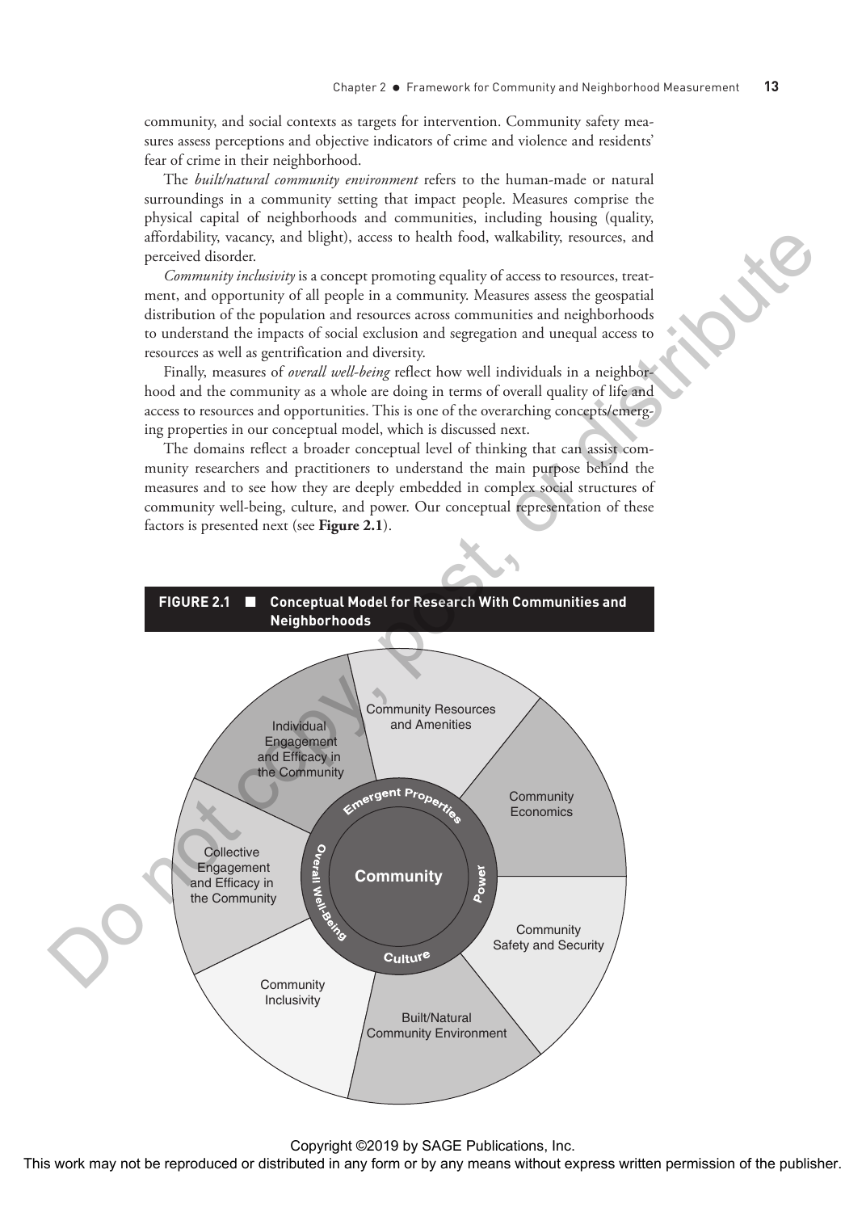community, and social contexts as targets for intervention. Community safety measures assess perceptions and objective indicators of crime and violence and residents' fear of crime in their neighborhood.

The *built/natural community environment* refers to the human-made or natural surroundings in a community setting that impact people. Measures comprise the physical capital of neighborhoods and communities, including housing (quality, affordability, vacancy, and blight), access to health food, walkability, resources, and perceived disorder.

*Community inclusivity* is a concept promoting equality of access to resources, treatment, and opportunity of all people in a community. Measures assess the geospatial distribution of the population and resources across communities and neighborhoods to understand the impacts of social exclusion and segregation and unequal access to resources as well as gentrification and diversity.

Finally, measures of *overall well-being* reflect how well individuals in a neighborhood and the community as a whole are doing in terms of overall quality of life and access to resources and opportunities. This is one of the overarching concepts/emerging properties in our conceptual model, which is discussed next.

The domains reflect a broader conceptual level of thinking that can assist community researchers and practitioners to understand the main purpose behind the measures and to see how they are deeply embedded in complex social structures of community well-being, culture, and power. Our conceptual representation of these factors is presented next (see **Figure 2.1**).

**FIGURE 2.1 ■ Conceptual Model for Research With Communities and Neighborhoods**

Community; Emergent Properties; Overall Well-Being; Power; Culture

Individual Engagement and Efficacy in the Community; Community Resources and Amenities; Community Economics; Community Safety and Security; Built/Natural Community Environment; Community Inclusivity; Collective Engagement and Efficacy in the Community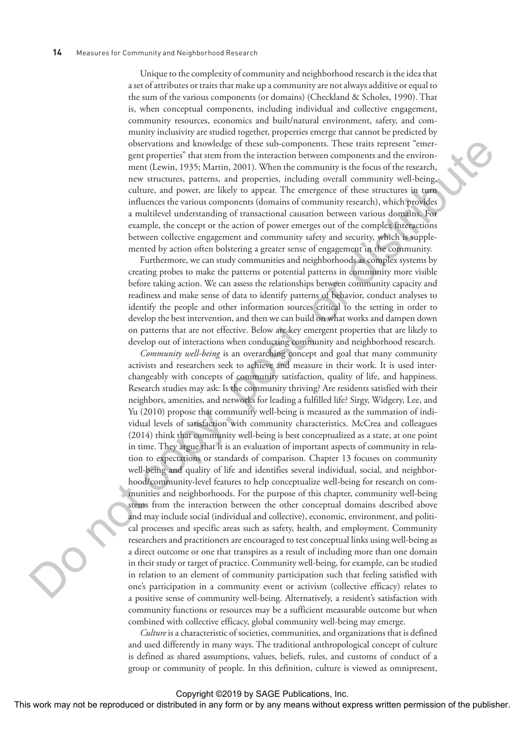Unique to the complexity of community and neighborhood research is the idea that a set of attributes or traits that make up a community are not always additive or equal to the sum of the various components (or domains) (Checkland & Scholes, 1990). That is, when conceptual components, including individual and collective engagement, community resources, economics and built/natural environment, safety, and community inclusivity are studied together, properties emerge that cannot be predicted by observations and knowledge of these sub-components. These traits represent "emergent properties" that stem from the interaction between components and the environment (Lewin, 1935; Martin, 2001). When the community is the focus of the research, new structures, patterns, and properties, including overall community well-being, culture, and power, are likely to appear. The emergence of these structures in turn influences the various components (domains of community research), which provides a multilevel understanding of transactional causation between various domains. For example, the concept or the action of power emerges out of the complex interactions between collective engagement and community safety and security, which is supplemented by action often bolstering a greater sense of engagement in the community.

Furthermore, we can study communities and neighborhoods as complex systems by creating probes to make the patterns or potential patterns in community more visible before taking action. We can assess the relationships between community capacity and readiness and make sense of data to identify patterns of behavior, conduct analyses to identify the people and other information sources critical to the setting in order to develop the best intervention, and then we can build on what works and dampen down on patterns that are not effective. Below are key emergent properties that are likely to develop out of interactions when conducting community and neighborhood research.

*Community well-being* is an overarching concept and goal that many community activists and researchers seek to achieve and measure in their work. It is used interchangeably with concepts of community satisfaction, quality of life, and happiness. Research studies may ask: Is the community thriving? Are residents satisfied with their neighbors, amenities, and networks for leading a fulfilled life? Sirgy, Widgery, Lee, and Yu (2010) propose that community well-being is measured as the summation of individual levels of satisfaction with community characteristics. McCrea and colleagues (2014) think that community well-being is best conceptualized as a state, at one point in time. They argue that it is an evaluation of important aspects of community in relation to expectations or standards of comparison. Chapter 13 focuses on community well-being and quality of life and identifies several individual, social, and neighborhood/community-level features to help conceptualize well-being for research on communities and neighborhoods. For the purpose of this chapter, community well-being stems from the interaction between the other conceptual domains described above and may include social (individual and collective), economic, environment, and political processes and specific areas such as safety, health, and employment. Community researchers and practitioners are encouraged to test conceptual links using well-being as a direct outcome or one that transpires as a result of including more than one domain in their study or target of practice. Community well-being, for example, can be studied in relation to an element of community participation such that feeling satisfied with one's participation in a community event or activism (collective efficacy) relates to a positive sense of community well-being. Alternatively, a resident's satisfaction with community functions or resources may be a sufficient measurable outcome but when combined with collective efficacy, global community well-being may emerge.

*Culture* is a characteristic of societies, communities, and organizations that is defined and used differently in many ways. The traditional anthropological concept of culture is defined as shared assumptions, values, beliefs, rules, and customs of conduct of a group or community of people. In this definition, culture is viewed as omnipresent,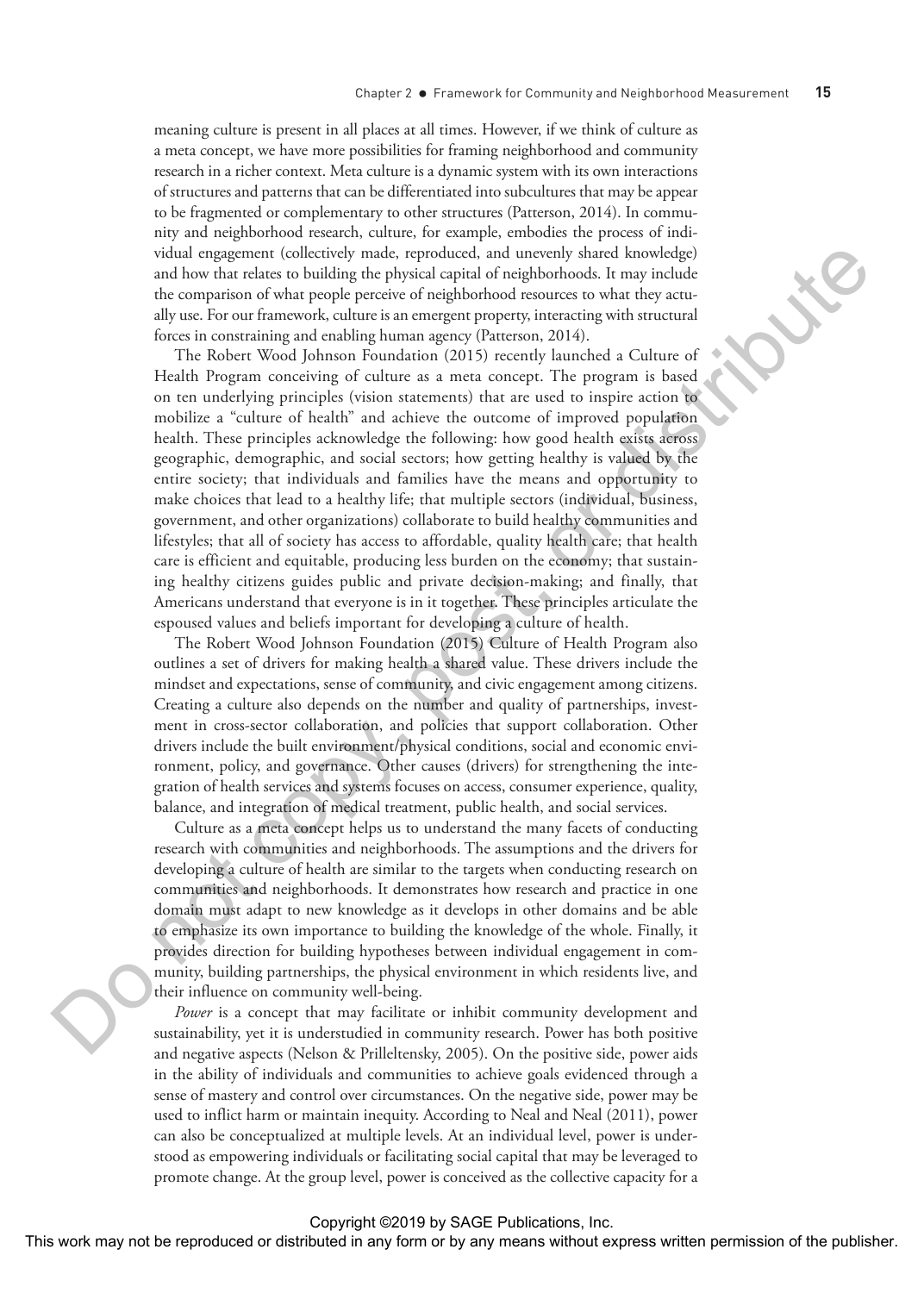meaning culture is present in all places at all times. However, if we think of culture as a meta concept, we have more possibilities for framing neighborhood and community research in a richer context. Meta culture is a dynamic system with its own interactions of structures and patterns that can be differentiated into subcultures that may be appear to be fragmented or complementary to other structures (Patterson, 2014). In community and neighborhood research, culture, for example, embodies the process of individual engagement (collectively made, reproduced, and unevenly shared knowledge) and how that relates to building the physical capital of neighborhoods. It may include the comparison of what people perceive of neighborhood resources to what they actually use. For our framework, culture is an emergent property, interacting with structural forces in constraining and enabling human agency (Patterson, 2014).

The Robert Wood Johnson Foundation (2015) recently launched a Culture of Health Program conceiving of culture as a meta concept. The program is based on ten underlying principles (vision statements) that are used to inspire action to mobilize a "culture of health" and achieve the outcome of improved population health. These principles acknowledge the following: how good health exists across geographic, demographic, and social sectors; how getting healthy is valued by the entire society; that individuals and families have the means and opportunity to make choices that lead to a healthy life; that multiple sectors (individual, business, government, and other organizations) collaborate to build healthy communities and lifestyles; that all of society has access to affordable, quality health care; that health care is efficient and equitable, producing less burden on the economy; that sustaining healthy citizens guides public and private decision-making; and finally, that Americans understand that everyone is in it together. These principles articulate the espoused values and beliefs important for developing a culture of health.

The Robert Wood Johnson Foundation (2015) Culture of Health Program also outlines a set of drivers for making health a shared value. These drivers include the mindset and expectations, sense of community, and civic engagement among citizens. Creating a culture also depends on the number and quality of partnerships, investment in cross-sector collaboration, and policies that support collaboration. Other drivers include the built environment/physical conditions, social and economic environment, policy, and governance. Other causes (drivers) for strengthening the integration of health services and systems focuses on access, consumer experience, quality, balance, and integration of medical treatment, public health, and social services.

Culture as a meta concept helps us to understand the many facets of conducting research with communities and neighborhoods. The assumptions and the drivers for developing a culture of health are similar to the targets when conducting research on communities and neighborhoods. It demonstrates how research and practice in one domain must adapt to new knowledge as it develops in other domains and be able to emphasize its own importance to building the knowledge of the whole. Finally, it provides direction for building hypotheses between individual engagement in community, building partnerships, the physical environment in which residents live, and their influence on community well-being.

*Power* is a concept that may facilitate or inhibit community development and sustainability, yet it is understudied in community research. Power has both positive and negative aspects (Nelson & Prilleltensky, 2005). On the positive side, power aids in the ability of individuals and communities to achieve goals evidenced through a sense of mastery and control over circumstances. On the negative side, power may be used to inflict harm or maintain inequity. According to Neal and Neal (2011), power can also be conceptualized at multiple levels. At an individual level, power is understood as empowering individuals or facilitating social capital that may be leveraged to promote change. At the group level, power is conceived as the collective capacity for a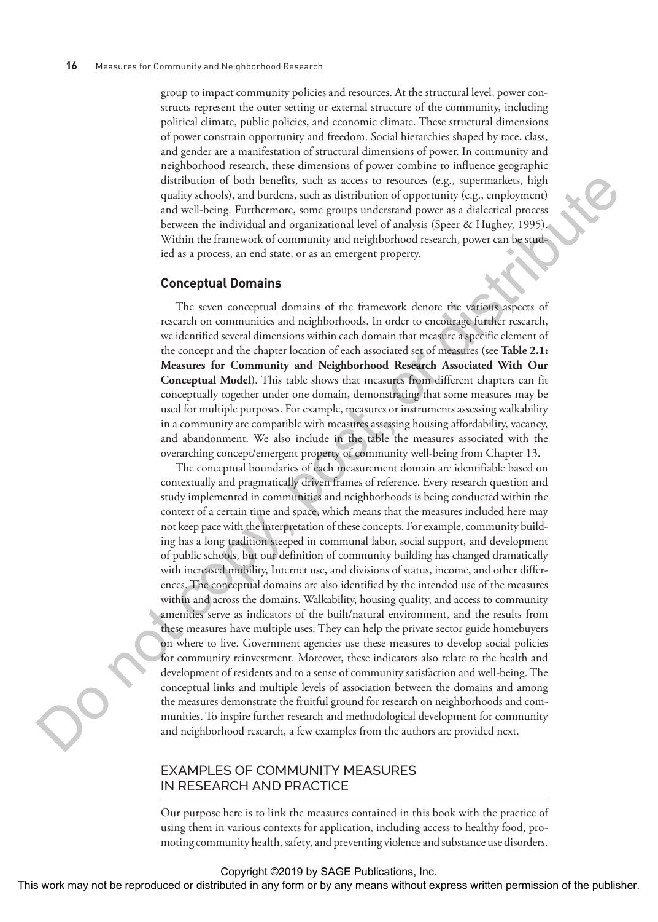group to impact community policies and resources. At the structural level, power constructs represent the outer setting or external structure of the community, including political climate, public policies, and economic climate. These structural dimensions of power constrain opportunity and freedom. Social hierarchies shaped by race, class, and gender are a manifestation of structural dimensions of power. In community and neighborhood research, these dimensions of power combine to influence geographic distribution of both benefits, such as access to resources (e.g., supermarkets, high quality schools), and burdens, such as distribution of opportunity (e.g., employment) and well-being. Furthermore, some groups understand power as a dialectical process between the individual and organizational level of analysis (Speer & Hughey, 1995). Within the framework of community and neighborhood research, power can be studied as a process, an end state, or as an emergent property.

### Conceptual Domains

The seven conceptual domains of the framework denote the various aspects of research on communities and neighborhoods. In order to encourage further research, we identified several dimensions within each domain that measure a specific element of the concept and the chapter location of each associated set of measures (see **Table 2.1: Measures for Community and Neighborhood Research Associated With Our Conceptual Model**). This table shows that measures from different chapters can fit conceptually together under one domain, demonstrating that some measures may be used for multiple purposes. For example, measures or instruments assessing walkability in a community are compatible with measures assessing housing affordability, vacancy, and abandonment. We also include in the table the measures associated with the overarching concept/emergent property of community well-being from Chapter 13.

The conceptual boundaries of each measurement domain are identifiable based on contextually and pragmatically driven frames of reference. Every research question and study implemented in communities and neighborhoods is being conducted within the context of a certain time and space, which means that the measures included here may not keep pace with the interpretation of these concepts. For example, community building has a long tradition steeped in communal labor, social support, and development of public schools, but our definition of community building has changed dramatically with increased mobility, Internet use, and divisions of status, income, and other differences. The conceptual domains are also identified by the intended use of the measures within and across the domains. Walkability, housing quality, and access to community amenities serve as indicators of the built/natural environment, and the results from these measures have multiple uses. They can help the private sector guide homebuyers on where to live. Government agencies use these measures to develop social policies for community reinvestment. Moreover, these indicators also relate to the health and development of residents and to a sense of community satisfaction and well-being. The conceptual links and multiple levels of association between the domains and among the measures demonstrate the fruitful ground for research on neighborhoods and communities. To inspire further research and methodological development for community and neighborhood research, a few examples from the authors are provided next.

## EXAMPLES OF COMMUNITY MEASURES IN RESEARCH AND PRACTICE

Our purpose here is to link the measures contained in this book with the practice of using them in various contexts for application, including access to healthy food, promoting community health, safety, and preventing violence and substance use disorders.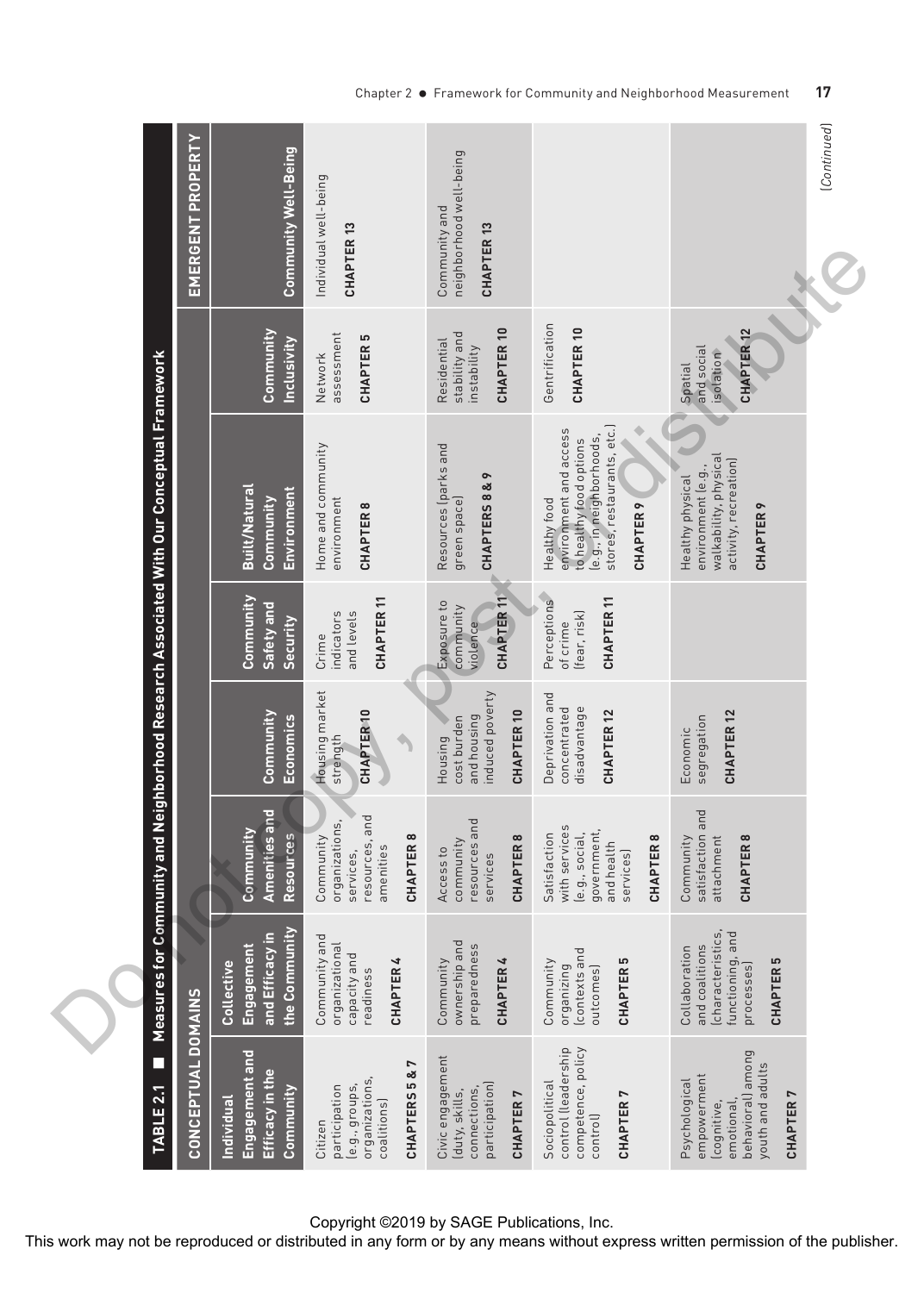**TABLE 2.1 ■ Measures for Community and Neighborhood Research Associated With Our Conceptual Framework**

| CONCEPTUAL DOMAINS | | | | | | | EMERGENT PROPERTY |
|---|---|---|---|---|---|---|---|
| Individual Engagement and Efficacy in the Community | Collective Engagement and Efficacy in the Community | Community Amenities and Resources | Community Economics | Community Safety and Security | Built/Natural Community Environment | Community Inclusivity | Community Well-Being |
| Citizen participation (e.g., groups, organizations, coalitions) CHAPTERS 5 & 7 | Community and organizational capacity and readiness CHAPTER 4 | Community organizations, services, resources, and amenities CHAPTER 8 | Housing market strength CHAPTER 10 | Crime indicators and levels CHAPTER 11 | Home and community environment CHAPTER 8 | Network assessment CHAPTER 5 | Individual well-being CHAPTER 13 |
| Civic engagement (duty, skills, connections, participation) CHAPTER 7 | Community ownership and preparedness CHAPTER 4 | Access to community resources and services CHAPTER 8 | Housing cost burden and housing induced poverty CHAPTER 10 | Exposure to community violence CHAPTER 11 | Resources (parks and green space) CHAPTERS 8 & 9 | Residential stability and instability CHAPTER 10 | Community and neighborhood well-being CHAPTER 13 |
| Sociopolitical control (leadership competence, policy control) CHAPTER 7 | Community organizing (contexts and outcomes) CHAPTER 5 | Satisfaction with services (e.g., social, government, and health services) CHAPTER 8 | Deprivation and concentrated disadvantage CHAPTER 12 | Perceptions of crime (fear, risk) CHAPTER 11 | Healthy food environment and access to healthy food options (e.g., in neighborhoods, stores, restaurants, etc.) CHAPTER 9 | Gentrification CHAPTER 10 | |
| Psychological empowerment (cognitive, emotional, behavioral) among youth and adults CHAPTER 7 | Collaboration and coalitions (characteristics, functioning, and processes) CHAPTER 5 | Community satisfaction and attachment CHAPTER 8 | Economic segregation CHAPTER 12 | | Healthy physical environment (e.g., walkability, physical activity, recreation) CHAPTER 9 | Spatial and social isolation CHAPTER 12 | |

(Continued)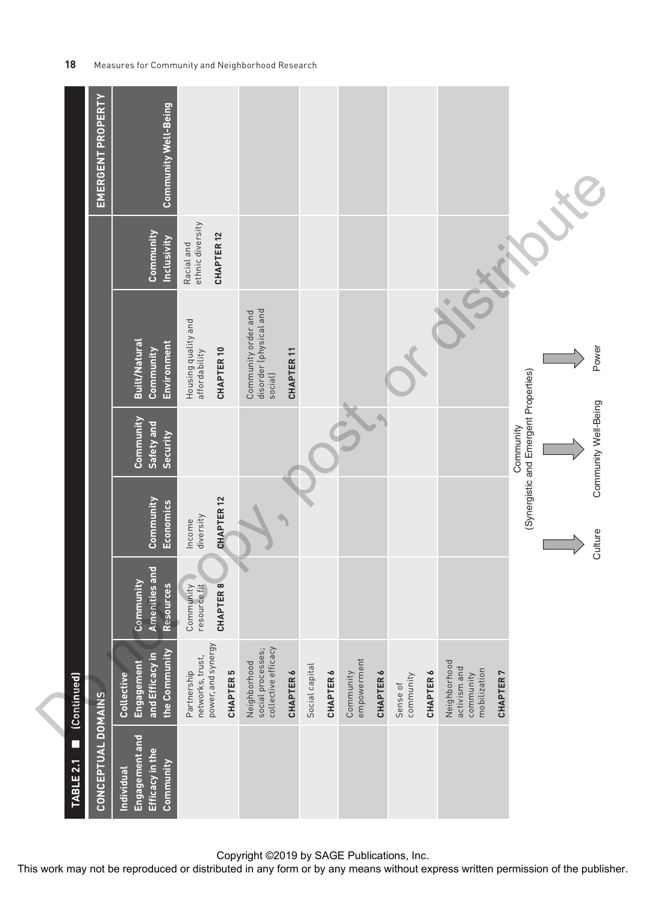**TABLE 2.1 ■ (Continued)**

| CONCEPTUAL DOMAINS | | | | | | | EMERGENT PROPERTY |
|---|---|---|---|---|---|---|---|
| Individual Engagement and Efficacy in the Community | Collective Engagement and Efficacy in the Community | Community Amenities and Resources | Community Economics | Community Safety and Security | Built/Natural Community Environment | Community Inclusivity | Community Well-Being |
| | Partnership networks, trust, power, and synergy **CHAPTER 5** | Community resource fit **CHAPTER 8** | Income diversity **CHAPTER 12** | | Housing quality and affordability **CHAPTER 10** | Racial and ethnic diversity **CHAPTER 12** | |
| | Neighborhood social processes; collective efficacy **CHAPTER 6** | | | | Community order and disorder (physical and social) **CHAPTER 11** | | |
| | Social capital **CHAPTER 6** | | | | | | |
| | Community empowerment **CHAPTER 6** | | | | | | |
| | Sense of community **CHAPTER 6** | | | | | | |
| | Neighborhood activism and community mobilization **CHAPTER 7** | | | | | | |

Community (Synergistic and Emergent Properties)

Culture → Community Well-Being → Power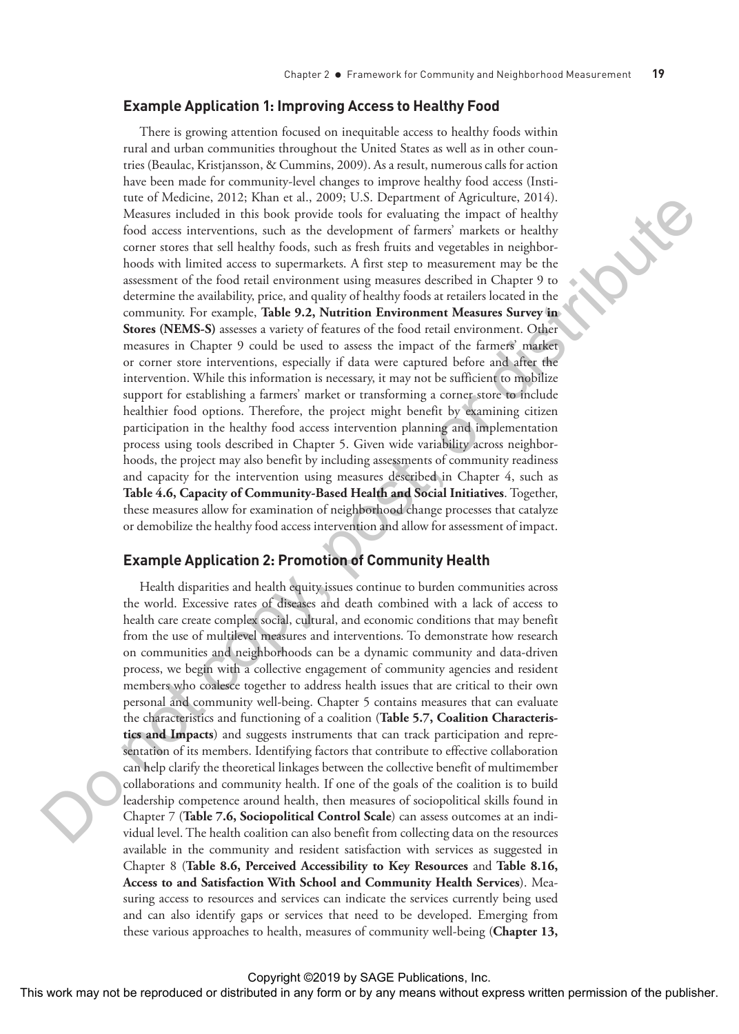## Example Application 1: Improving Access to Healthy Food

There is growing attention focused on inequitable access to healthy foods within rural and urban communities throughout the United States as well as in other countries (Beaulac, Kristjansson, & Cummins, 2009). As a result, numerous calls for action have been made for community-level changes to improve healthy food access (Institute of Medicine, 2012; Khan et al., 2009; U.S. Department of Agriculture, 2014). Measures included in this book provide tools for evaluating the impact of healthy food access interventions, such as the development of farmers' markets or healthy corner stores that sell healthy foods, such as fresh fruits and vegetables in neighborhoods with limited access to supermarkets. A first step to measurement may be the assessment of the food retail environment using measures described in Chapter 9 to determine the availability, price, and quality of healthy foods at retailers located in the community. For example, **Table 9.2, Nutrition Environment Measures Survey in Stores (NEMS-S)** assesses a variety of features of the food retail environment. Other measures in Chapter 9 could be used to assess the impact of the farmers' market or corner store interventions, especially if data were captured before and after the intervention. While this information is necessary, it may not be sufficient to mobilize support for establishing a farmers' market or transforming a corner store to include healthier food options. Therefore, the project might benefit by examining citizen participation in the healthy food access intervention planning and implementation process using tools described in Chapter 5. Given wide variability across neighborhoods, the project may also benefit by including assessments of community readiness and capacity for the intervention using measures described in Chapter 4, such as **Table 4.6, Capacity of Community-Based Health and Social Initiatives**. Together, these measures allow for examination of neighborhood change processes that catalyze or demobilize the healthy food access intervention and allow for assessment of impact.

## Example Application 2: Promotion of Community Health

Health disparities and health equity issues continue to burden communities across the world. Excessive rates of diseases and death combined with a lack of access to health care create complex social, cultural, and economic conditions that may benefit from the use of multilevel measures and interventions. To demonstrate how research on communities and neighborhoods can be a dynamic community and data-driven process, we begin with a collective engagement of community agencies and resident members who coalesce together to address health issues that are critical to their own personal and community well-being. Chapter 5 contains measures that can evaluate the characteristics and functioning of a coalition (**Table 5.7, Coalition Characteristics and Impacts**) and suggests instruments that can track participation and representation of its members. Identifying factors that contribute to effective collaboration can help clarify the theoretical linkages between the collective benefit of multimember collaborations and community health. If one of the goals of the coalition is to build leadership competence around health, then measures of sociopolitical skills found in Chapter 7 (**Table 7.6, Sociopolitical Control Scale**) can assess outcomes at an individual level. The health coalition can also benefit from collecting data on the resources available in the community and resident satisfaction with services as suggested in Chapter 8 (**Table 8.6, Perceived Accessibility to Key Resources** and **Table 8.16, Access to and Satisfaction With School and Community Health Services**). Measuring access to resources and services can indicate the services currently being used and can also identify gaps or services that need to be developed. Emerging from these various approaches to health, measures of community well-being (**Chapter 13,**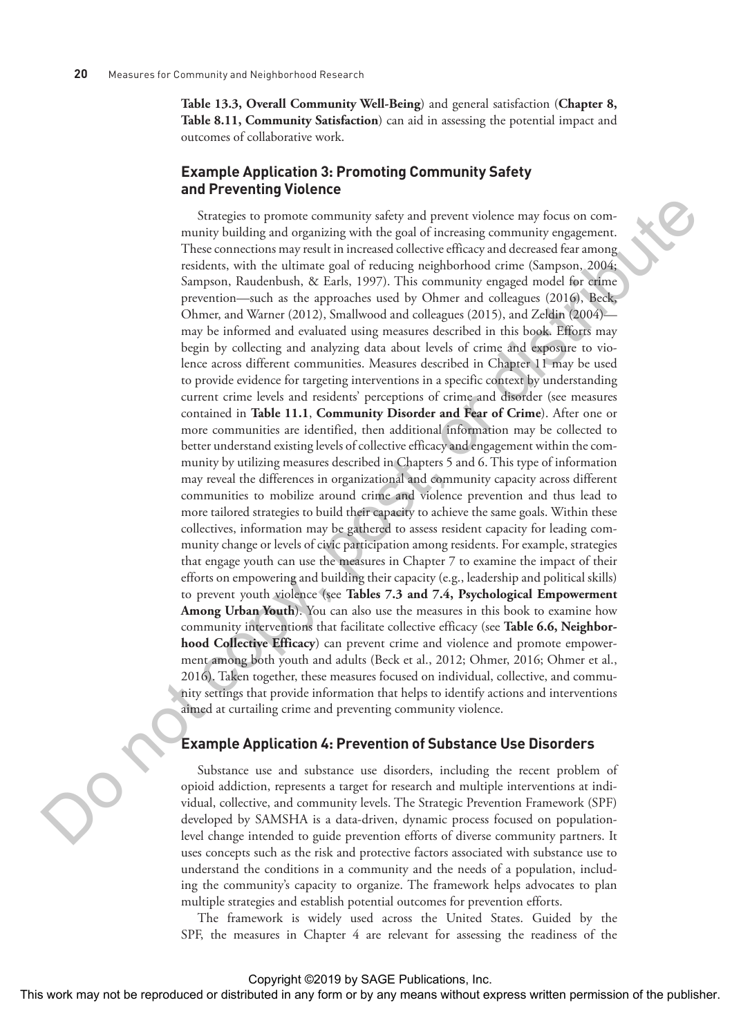**Table 13.3, Overall Community Well-Being**) and general satisfaction (**Chapter 8, Table 8.11, Community Satisfaction**) can aid in assessing the potential impact and outcomes of collaborative work.

## Example Application 3: Promoting Community Safety and Preventing Violence

Strategies to promote community safety and prevent violence may focus on community building and organizing with the goal of increasing community engagement. These connections may result in increased collective efficacy and decreased fear among residents, with the ultimate goal of reducing neighborhood crime (Sampson, 2004; Sampson, Raudenbush, & Earls, 1997). This community engaged model for crime prevention—such as the approaches used by Ohmer and colleagues (2016), Beck, Ohmer, and Warner (2012), Smallwood and colleagues (2015), and Zeldin (2004)—may be informed and evaluated using measures described in this book. Efforts may begin by collecting and analyzing data about levels of crime and exposure to violence across different communities. Measures described in Chapter 11 may be used to provide evidence for targeting interventions in a specific context by understanding current crime levels and residents' perceptions of crime and disorder (see measures contained in **Table 11.1**, **Community Disorder and Fear of Crime**). After one or more communities are identified, then additional information may be collected to better understand existing levels of collective efficacy and engagement within the community by utilizing measures described in Chapters 5 and 6. This type of information may reveal the differences in organizational and community capacity across different communities to mobilize around crime and violence prevention and thus lead to more tailored strategies to build their capacity to achieve the same goals. Within these collectives, information may be gathered to assess resident capacity for leading community change or levels of civic participation among residents. For example, strategies that engage youth can use the measures in Chapter 7 to examine the impact of their efforts on empowering and building their capacity (e.g., leadership and political skills) to prevent youth violence (see **Tables 7.3 and 7.4, Psychological Empowerment Among Urban Youth**). You can also use the measures in this book to examine how community interventions that facilitate collective efficacy (see **Table 6.6, Neighborhood Collective Efficacy**) can prevent crime and violence and promote empowerment among both youth and adults (Beck et al., 2012; Ohmer, 2016; Ohmer et al., 2016). Taken together, these measures focused on individual, collective, and community settings that provide information that helps to identify actions and interventions aimed at curtailing crime and preventing community violence.

## Example Application 4: Prevention of Substance Use Disorders

Substance use and substance use disorders, including the recent problem of opioid addiction, represents a target for research and multiple interventions at individual, collective, and community levels. The Strategic Prevention Framework (SPF) developed by SAMSHA is a data-driven, dynamic process focused on population-level change intended to guide prevention efforts of diverse community partners. It uses concepts such as the risk and protective factors associated with substance use to understand the conditions in a community and the needs of a population, including the community's capacity to organize. The framework helps advocates to plan multiple strategies and establish potential outcomes for prevention efforts.

The framework is widely used across the United States. Guided by the SPF, the measures in Chapter 4 are relevant for assessing the readiness of the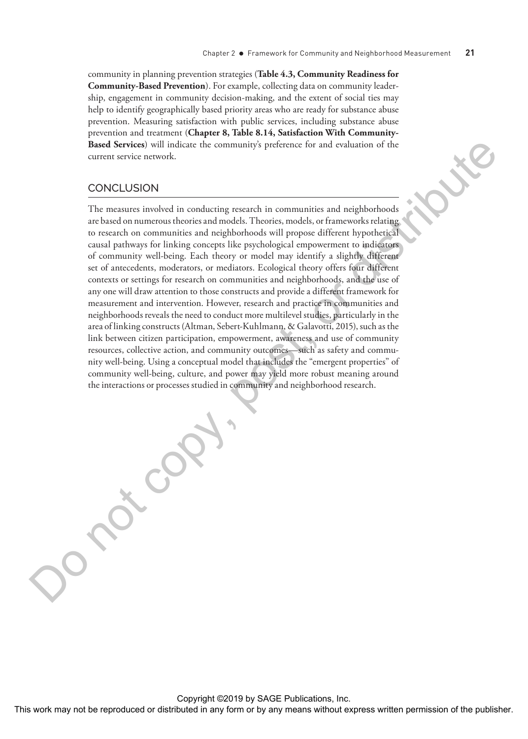community in planning prevention strategies (**Table 4.3, Community Readiness for Community-Based Prevention**). For example, collecting data on community leadership, engagement in community decision-making, and the extent of social ties may help to identify geographically based priority areas who are ready for substance abuse prevention. Measuring satisfaction with public services, including substance abuse prevention and treatment (**Chapter 8, Table 8.14, Satisfaction With Community-Based Services**) will indicate the community's preference for and evaluation of the current service network.

## CONCLUSION

The measures involved in conducting research in communities and neighborhoods are based on numerous theories and models. Theories, models, or frameworks relating to research on communities and neighborhoods will propose different hypothetical causal pathways for linking concepts like psychological empowerment to indicators of community well-being. Each theory or model may identify a slightly different set of antecedents, moderators, or mediators. Ecological theory offers four different contexts or settings for research on communities and neighborhoods, and the use of any one will draw attention to those constructs and provide a different framework for measurement and intervention. However, research and practice in communities and neighborhoods reveals the need to conduct more multilevel studies, particularly in the area of linking constructs (Altman, Sebert-Kuhlmann, & Galavotti, 2015), such as the link between citizen participation, empowerment, awareness and use of community resources, collective action, and community outcomes—such as safety and community well-being. Using a conceptual model that includes the "emergent properties" of community well-being, culture, and power may yield more robust meaning around the interactions or processes studied in community and neighborhood research.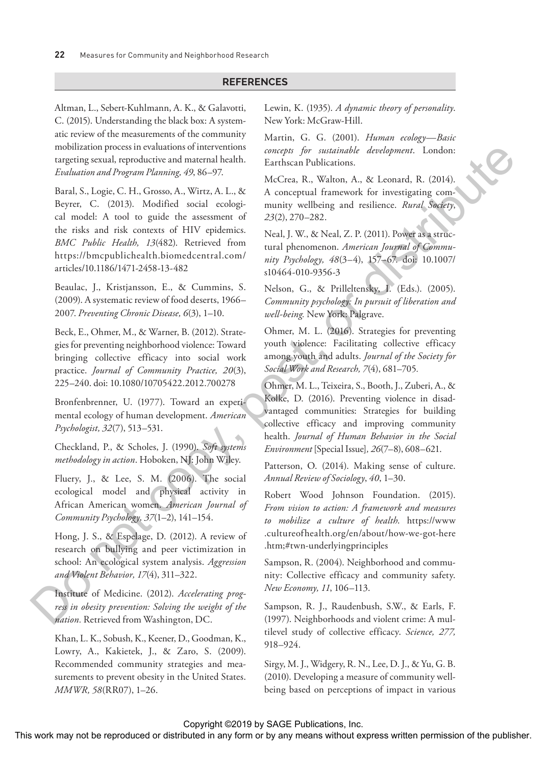## REFERENCES

Altman, L., Sebert-Kuhlmann, A. K., & Galavotti, C. (2015). Understanding the black box: A systematic review of the measurements of the community mobilization process in evaluations of interventions targeting sexual, reproductive and maternal health. *Evaluation and Program Planning, 49*, 86–97.

Baral, S., Logie, C. H., Grosso, A., Wirtz, A. L., & Beyrer, C. (2013). Modified social ecological model: A tool to guide the assessment of the risks and risk contexts of HIV epidemics. *BMC Public Health, 13*(482). Retrieved from https://bmcpublichealth.biomedcentral.com/articles/10.1186/1471-2458-13-482

Beaulac, J., Kristjansson, E., & Cummins, S. (2009). A systematic review of food deserts, 1966–2007. *Preventing Chronic Disease, 6*(3), 1–10.

Beck, E., Ohmer, M., & Warner, B. (2012). Strategies for preventing neighborhood violence: Toward bringing collective efficacy into social work practice. *Journal of Community Practice, 20*(3), 225–240. doi: 10.1080/10705422.2012.700278

Bronfenbrenner, U. (1977). Toward an experimental ecology of human development. *American Psychologist, 32*(7), 513–531.

Checkland, P., & Scholes, J. (1990). *Soft systems methodology in action*. Hoboken, NJ: John Wiley.

Fluery, J., & Lee, S. M. (2006). The social ecological model and physical activity in African American women. *American Journal of Community Psychology, 37*(1–2), 141–154.

Hong, J. S., & Espelage, D. (2012). A review of research on bullying and peer victimization in school: An ecological system analysis. *Aggression and Violent Behavior, 17*(4), 311–322.

Institute of Medicine. (2012). *Accelerating progress in obesity prevention: Solving the weight of the nation.* Retrieved from Washington, DC.

Khan, L. K., Sobush, K., Keener, D., Goodman, K., Lowry, A., Kakietek, J., & Zaro, S. (2009). Recommended community strategies and measurements to prevent obesity in the United States. *MMWR, 58*(RR07), 1–26.

Lewin, K. (1935). *A dynamic theory of personality*. New York: McGraw-Hill.

Martin, G. G. (2001). *Human ecology—Basic concepts for sustainable development*. London: Earthscan Publications.

McCrea, R., Walton, A., & Leonard, R. (2014). A conceptual framework for investigating community wellbeing and resilience. *Rural Society*, *23*(2), 270–282.

Neal, J. W., & Neal, Z. P. (2011). Power as a structural phenomenon. *American Journal of Community Psychology, 48*(3–4), 157–67. doi: 10.1007/s10464-010-9356-3

Nelson, G., & Prilleltensky, I. (Eds.). (2005). *Community psychology: In pursuit of liberation and well-being.* New York: Palgrave.

Ohmer, M. L. (2016). Strategies for preventing youth violence: Facilitating collective efficacy among youth and adults. *Journal of the Society for Social Work and Research, 7*(4), 681–705.

Ohmer, M. L., Teixeira, S., Booth, J., Zuberi, A., & Kolke, D. (2016). Preventing violence in disadvantaged communities: Strategies for building collective efficacy and improving community health. *Journal of Human Behavior in the Social Environment* [Special Issue]*, 26*(7–8), 608–621.

Patterson, O. (2014). Making sense of culture. *Annual Review of Sociology*, *40*, 1–30.

Robert Wood Johnson Foundation. (2015). *From vision to action: A framework and measures to mobilize a culture of health.* https://www.cultureofhealth.org/en/about/how-we-got-here.htm;#twn-underlyingprinciples

Sampson, R. (2004). Neighborhood and community: Collective efficacy and community safety. *New Economy, 11*, 106–113.

Sampson, R. J., Raudenbush, S.W., & Earls, F. (1997). Neighborhoods and violent crime: A multilevel study of collective efficacy. *Science, 277,* 918–924.

Sirgy, M. J., Widgery, R. N., Lee, D. J., & Yu, G. B. (2010). Developing a measure of community wellbeing based on perceptions of impact in various